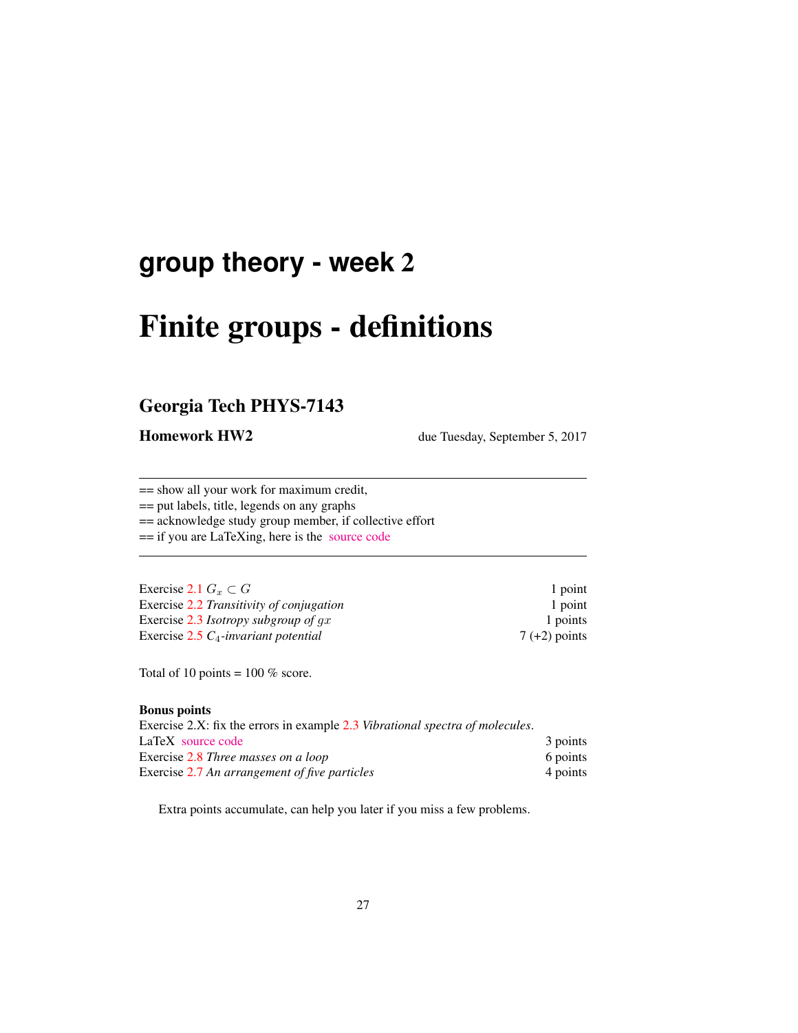# group theory - week 2

# Finite groups - definitions

## Georgia Tech PHYS-7143

**Homework HW2** due Tuesday, September 5, 2017

---

== show all your work for maximum credit,
== put labels, title, legends on any graphs
== acknowledge study group member, if collective effort
== if you are LaTeXing, here is the source code

---

| | |
|---|---|
| Exercise 2.1 $G_x \subset G$ | 1 point |
| Exercise 2.2 *Transitivity of conjugation* | 1 point |
| Exercise 2.3 *Isotropy subgroup of $gx$* | 1 points |
| Exercise 2.5 *$C_4$-invariant potential* | 7 (+2) points |

Total of 10 points = 100 % score.

**Bonus points**

Exercise 2.X: fix the errors in example 2.3 *Vibrational spectra of molecules*.

| | |
|---|---|
| LaTeX source code | 3 points |
| Exercise 2.8 *Three masses on a loop* | 6 points |
| Exercise 2.7 *An arrangement of five particles* | 4 points |

Extra points accumulate, can help you later if you miss a few problems.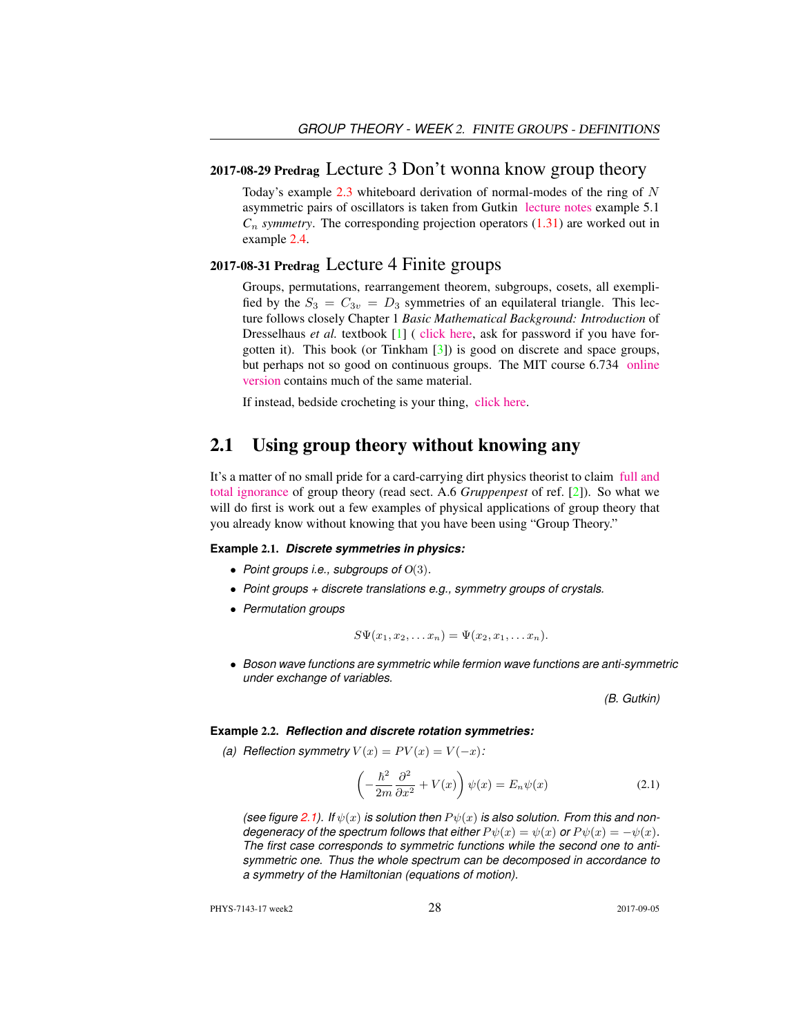**2017-08-29 Predrag** Lecture 3 Don't wonna know group theory

Today's example 2.3 whiteboard derivation of normal-modes of the ring of $N$ asymmetric pairs of oscillators is taken from Gutkin lecture notes example 5.1 *$C_n$ symmetry*. The corresponding projection operators (1.31) are worked out in example 2.4.

**2017-08-31 Predrag** Lecture 4 Finite groups

Groups, permutations, rearrangement theorem, subgroups, cosets, all exemplified by the $S_3 = C_{3v} = D_3$ symmetries of an equilateral triangle. This lecture follows closely Chapter 1 *Basic Mathematical Background: Introduction* of Dresselhaus *et al.* textbook [1] ( click here, ask for password if you have forgotten it). This book (or Tinkham [3]) is good on discrete and space groups, but perhaps not so good on continuous groups. The MIT course 6.734 online version contains much of the same material.

If instead, bedside crocheting is your thing, click here.

## 2.1 Using group theory without knowing any

It's a matter of no small pride for a card-carrying dirt physics theorist to claim full and total ignorance of group theory (read sect. A.6 *Gruppenpest* of ref. [2]). So what we will do first is work out a few examples of physical applications of group theory that you already know without knowing that you have been using "Group Theory."

**Example 2.1.** ***Discrete symmetries in physics:***

- *Point groups i.e., subgroups of $O(3)$.*
- *Point groups + discrete translations e.g., symmetry groups of crystals.*
- *Permutation groups*

$$S\Psi(x_1, x_2, \ldots x_n) = \Psi(x_2, x_1, \ldots x_n).$$

- *Boson wave functions are symmetric while fermion wave functions are anti-symmetric under exchange of variables.*

*(B. Gutkin)*

**Example 2.2.** ***Reflection and discrete rotation symmetries:***

*(a) Reflection symmetry $V(x) = PV(x) = V(-x)$:*

$$\left(-\frac{\hbar^2}{2m}\frac{\partial^2}{\partial x^2} + V(x)\right)\psi(x) = E_n\psi(x) \tag{2.1}$$

*(see figure 2.1). If $\psi(x)$ is solution then $P\psi(x)$ is also solution. From this and non-degeneracy of the spectrum follows that either $P\psi(x) = \psi(x)$ or $P\psi(x) = -\psi(x)$. The first case corresponds to symmetric functions while the second one to anti-symmetric one. Thus the whole spectrum can be decomposed in accordance to a symmetry of the Hamiltonian (equations of motion).*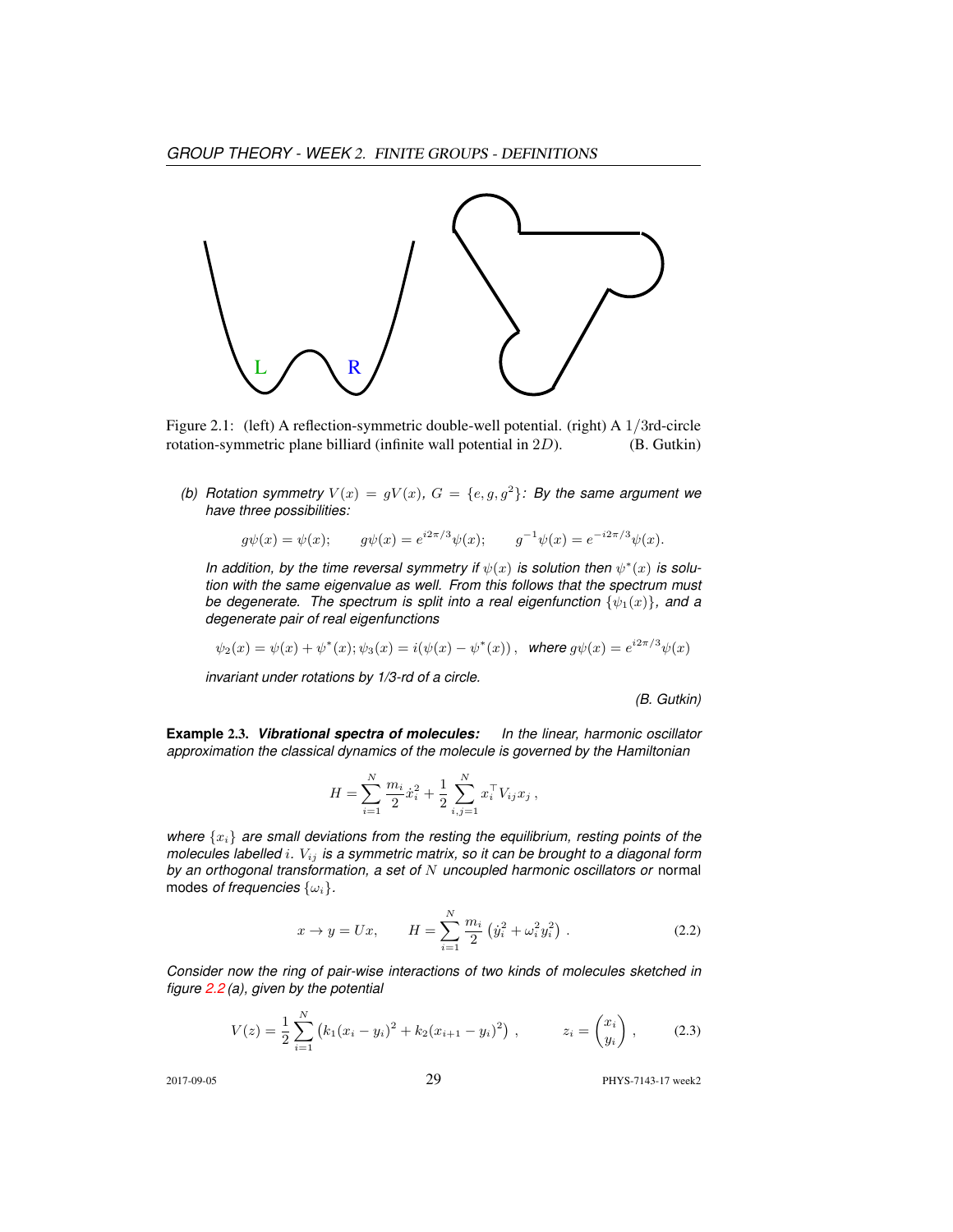Figure 2.1: (left) A reflection-symmetric double-well potential. (right) A $1/3$rd-circle rotation-symmetric plane billiard (infinite wall potential in $2D$). (B. Gutkin)

*(b) Rotation symmetry $V(x) = gV(x)$, $G = \{e, g, g^2\}$: By the same argument we have three possibilities:*

$$g\psi(x) = \psi(x); \qquad g\psi(x) = e^{i2\pi/3}\psi(x); \qquad g^{-1}\psi(x) = e^{-i2\pi/3}\psi(x).$$

*In addition, by the time reversal symmetry if $\psi(x)$ is solution then $\psi^*(x)$ is solution with the same eigenvalue as well. From this follows that the spectrum must be degenerate. The spectrum is split into a real eigenfunction $\{\psi_1(x)\}$, and a degenerate pair of real eigenfunctions*

$$\psi_2(x) = \psi(x) + \psi^*(x); \psi_3(x) = i(\psi(x) - \psi^*(x)), \text{ where } g\psi(x) = e^{i2\pi/3}\psi(x)$$

*invariant under rotations by 1/3-rd of a circle.*

*(B. Gutkin)*

**Example 2.3.** ***Vibrational spectra of molecules:*** *In the linear, harmonic oscillator approximation the classical dynamics of the molecule is governed by the Hamiltonian*

$$H = \sum_{i=1}^{N} \frac{m_i}{2}\dot{x}_i^2 + \frac{1}{2}\sum_{i,j=1}^{N} x_i^\top V_{ij} x_j ,$$

*where $\{x_i\}$ are small deviations from the resting the equilibrium, resting points of the molecules labelled $i$. $V_{ij}$ is a symmetric matrix, so it can be brought to a diagonal form by an orthogonal transformation, a set of $N$ uncoupled harmonic oscillators or* normal modes *of frequencies $\{\omega_i\}$.*

$$x \to y = Ux, \qquad H = \sum_{i=1}^{N} \frac{m_i}{2}\left(\dot{y}_i^2 + \omega_i^2 y_i^2\right) . \tag{2.2}$$

*Consider now the ring of pair-wise interactions of two kinds of molecules sketched in figure 2.2 (a), given by the potential*

$$V(z) = \frac{1}{2}\sum_{i=1}^{N}\left(k_1(x_i - y_i)^2 + k_2(x_{i+1} - y_i)^2\right) , \qquad z_i = \begin{pmatrix} x_i \\ y_i \end{pmatrix} , \tag{2.3}$$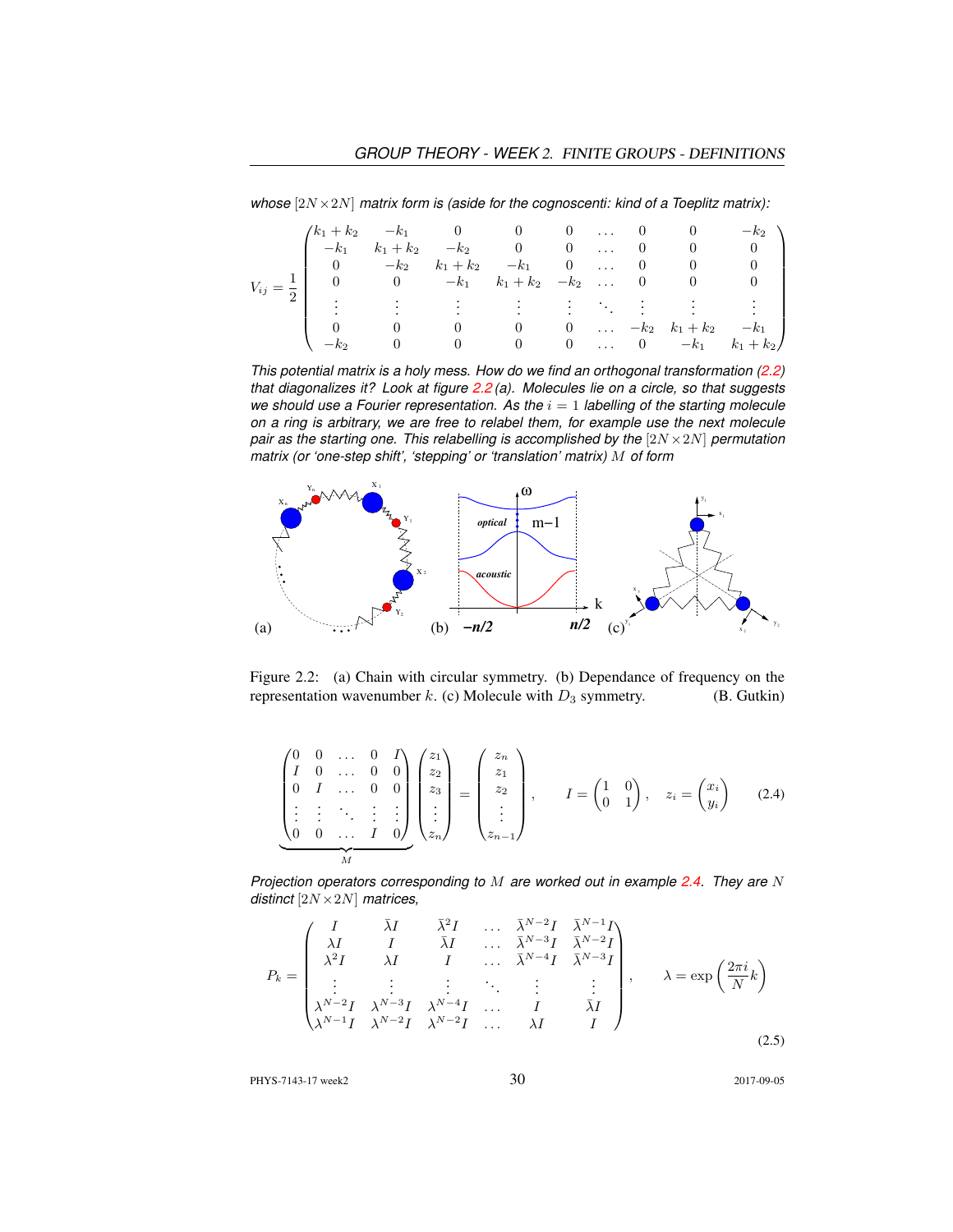*whose $[2N \times 2N]$ matrix form is (aside for the cognoscenti: kind of a Toeplitz matrix):*

$$
V_{ij} = \frac{1}{2}\begin{pmatrix}
k_1+k_2 & -k_1 & 0 & 0 & 0 & \dots & 0 & 0 & -k_2 \\
-k_1 & k_1+k_2 & -k_2 & 0 & 0 & \dots & 0 & 0 & 0 \\
0 & -k_2 & k_1+k_2 & -k_1 & 0 & \dots & 0 & 0 & 0 \\
0 & 0 & -k_1 & k_1+k_2 & -k_2 & \dots & 0 & 0 & 0 \\
\vdots & \vdots & \vdots & \vdots & \vdots & \ddots & \vdots & \vdots & \vdots \\
0 & 0 & 0 & 0 & 0 & \dots & -k_2 & k_1+k_2 & -k_1 \\
-k_2 & 0 & 0 & 0 & 0 & \dots & 0 & -k_1 & k_1+k_2
\end{pmatrix}
$$

*This potential matrix is a holy mess. How do we find an orthogonal transformation (2.2) that diagonalizes it? Look at figure 2.2 (a). Molecules lie on a circle, so that suggests we should use a Fourier representation. As the $i = 1$ labelling of the starting molecule on a ring is arbitrary, we are free to relabel them, for example use the next molecule pair as the starting one. This relabelling is accomplished by the $[2N \times 2N]$ permutation matrix (or 'one-step shift', 'stepping' or 'translation' matrix) $M$ of form*

Figure 2.2: (a) Chain with circular symmetry. (b) Dependance of frequency on the representation wavenumber $k$. (c) Molecule with $D_3$ symmetry. (B. Gutkin)

$$
\underbrace{\begin{pmatrix}
0 & 0 & \dots & 0 & I \\
I & 0 & \dots & 0 & 0 \\
0 & I & \dots & 0 & 0 \\
\vdots & \vdots & \ddots & \vdots & \vdots \\
0 & 0 & \dots & I & 0
\end{pmatrix}}_{M}
\begin{pmatrix} z_1 \\ z_2 \\ z_3 \\ \vdots \\ z_n \end{pmatrix}
=
\begin{pmatrix} z_n \\ z_1 \\ z_2 \\ \vdots \\ z_{n-1} \end{pmatrix}, \qquad
I = \begin{pmatrix} 1 & 0 \\ 0 & 1 \end{pmatrix}, \quad
z_i = \begin{pmatrix} x_i \\ y_i \end{pmatrix}
\tag{2.4}
$$

*Projection operators corresponding to $M$ are worked out in example 2.4. They are $N$ distinct $[2N \times 2N]$ matrices,*

$$
P_k = \begin{pmatrix}
I & \bar\lambda I & \bar\lambda^2 I & \dots & \bar\lambda^{N-2} I & \bar\lambda^{N-1} I \\
\lambda I & I & \bar\lambda I & \dots & \bar\lambda^{N-3} I & \bar\lambda^{N-2} I \\
\lambda^2 I & \lambda I & I & \dots & \bar\lambda^{N-4} I & \bar\lambda^{N-3} I \\
\vdots & \vdots & \vdots & \ddots & \vdots & \vdots \\
\lambda^{N-2} I & \lambda^{N-3} I & \lambda^{N-4} I & \dots & I & \bar\lambda I \\
\lambda^{N-1} I & \lambda^{N-2} I & \lambda^{N-2} I & \dots & \lambda I & I
\end{pmatrix}, \qquad \lambda = \exp\left(\frac{2\pi i}{N} k\right)
\tag{2.5}
$$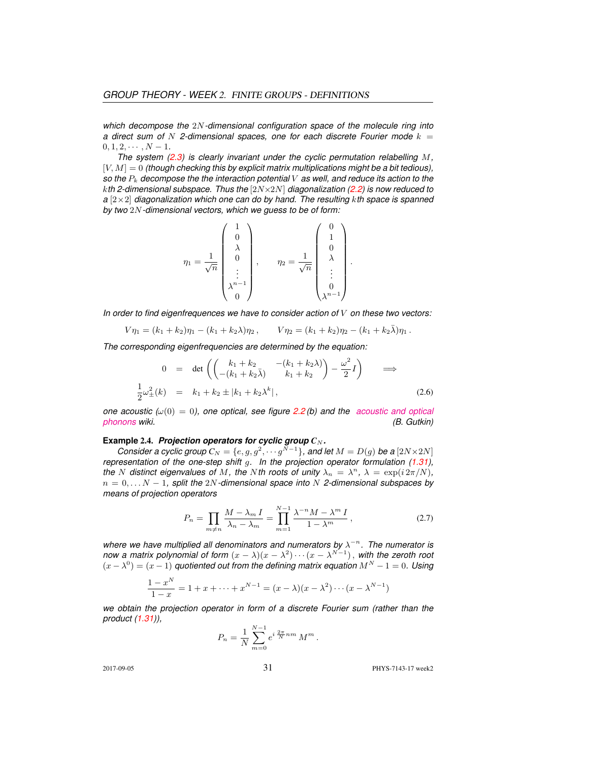*which decompose the $2N$-dimensional configuration space of the molecule ring into a direct sum of $N$ 2-dimensional spaces, one for each discrete Fourier mode $k = 0, 1, 2, \cdots, N-1$.*

*The system (2.3) is clearly invariant under the cyclic permutation relabelling $M$, $[V, M] = 0$ (though checking this by explicit matrix multiplications might be a bit tedious), so the $P_k$ decompose the the interaction potential $V$ as well, and reduce its action to the $k$th 2-dimensional subspace. Thus the $[2N \times 2N]$ diagonalization (2.2) is now reduced to a $[2 \times 2]$ diagonalization which one can do by hand. The resulting $k$th space is spanned by two $2N$-dimensional vectors, which we guess to be of form:*

$$
\eta_1 = \frac{1}{\sqrt{n}} \begin{pmatrix} 1 \\ 0 \\ \lambda \\ 0 \\ \vdots \\ \lambda^{n-1} \\ 0 \end{pmatrix}, \qquad \eta_2 = \frac{1}{\sqrt{n}} \begin{pmatrix} 0 \\ 1 \\ 0 \\ \lambda \\ \vdots \\ 0 \\ \lambda^{n-1} \end{pmatrix}.
$$

*In order to find eigenfrequences we have to consider action of $V$ on these two vectors:*

$$
V\eta_1 = (k_1 + k_2)\eta_1 - (k_1 + k_2\lambda)\eta_2 \,, \qquad V\eta_2 = (k_1 + k_2)\eta_2 - (k_1 + k_2\bar{\lambda})\eta_1 \,.
$$

*The corresponding eigenfrequencies are determined by the equation:*

$$
\begin{aligned}
0 &= \det\left( \begin{pmatrix} k_1 + k_2 & -(k_1 + k_2\lambda) \\ -(k_1 + k_2\bar{\lambda}) & k_1 + k_2 \end{pmatrix} - \frac{\omega^2}{2} I \right) \qquad \Longrightarrow \\
\frac{1}{2}\omega_{\pm}^2(k) &= k_1 + k_2 \pm |k_1 + k_2\lambda^k| \,, \qquad (2.6)
\end{aligned}
$$

*one acoustic ($\omega(0) = 0$), one optical, see figure 2.2 (b) and the acoustic and optical phonons wiki.* *(B. Gutkin)*

**Example 2.4.** ***Projection operators for cyclic group $C_N$.***

*Consider a cyclic group $C_N = \{e, g, g^2, \cdots g^{N-1}\}$, and let $M = D(g)$ be a $[2N \times 2N]$ representation of the one-step shift $g$. In the projection operator formulation (1.31), the $N$ distinct eigenvalues of $M$, the $N$th roots of unity $\lambda_n = \lambda^n$, $\lambda = \exp(i\,2\pi/N)$, $n = 0, \ldots N-1$, split the $2N$-dimensional space into $N$ 2-dimensional subspaces by means of projection operators*

$$
P_n = \prod_{m \neq n} \frac{M - \lambda_m I}{\lambda_n - \lambda_m} = \prod_{m=1}^{N-1} \frac{\lambda^{-n} M - \lambda^m I}{1 - \lambda^m} \,, \qquad (2.7)
$$

*where we have multiplied all denominators and numerators by $\lambda^{-n}$. The numerator is now a matrix polynomial of form $(x - \lambda)(x - \lambda^2) \cdots (x - \lambda^{N-1})$, with the zeroth root $(x - \lambda^0) = (x - 1)$ quotiented out from the defining matrix equation $M^N - 1 = 0$. Using*

$$
\frac{1 - x^N}{1 - x} = 1 + x + \cdots + x^{N-1} = (x - \lambda)(x - \lambda^2) \cdots (x - \lambda^{N-1})
$$

*we obtain the projection operator in form of a discrete Fourier sum (rather than the product (1.31)),*

$$
P_n = \frac{1}{N} \sum_{m=0}^{N-1} e^{i\,\frac{2\pi}{N} nm}\, M^m \,.
$$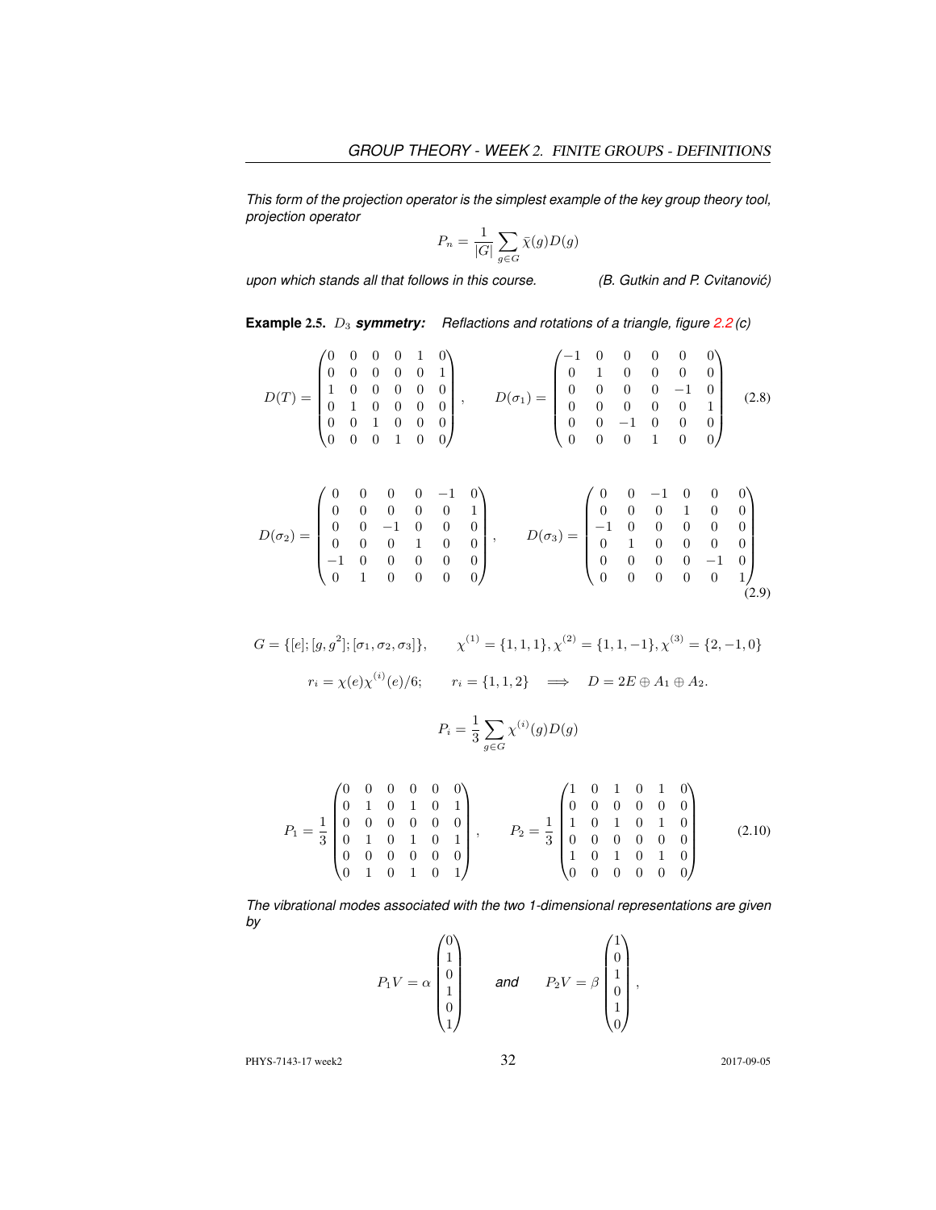*This form of the projection operator is the simplest example of the key group theory tool, projection operator*

$$P_n = \frac{1}{|G|} \sum_{g \in G} \bar{\chi}(g) D(g)$$

*upon which stands all that follows in this course.* *(B. Gutkin and P. Cvitanović)*

**Example 2.5.** $D_3$ ***symmetry:*** *Reflactions and rotations of a triangle, figure 2.2 (c)*

$$D(T) = \begin{pmatrix} 0 & 0 & 0 & 0 & 1 & 0 \\ 0 & 0 & 0 & 0 & 0 & 1 \\ 1 & 0 & 0 & 0 & 0 & 0 \\ 0 & 1 & 0 & 0 & 0 & 0 \\ 0 & 0 & 1 & 0 & 0 & 0 \\ 0 & 0 & 0 & 1 & 0 & 0 \end{pmatrix}, \qquad D(\sigma_1) = \begin{pmatrix} -1 & 0 & 0 & 0 & 0 & 0 \\ 0 & 1 & 0 & 0 & 0 & 0 \\ 0 & 0 & 0 & 0 & -1 & 0 \\ 0 & 0 & 0 & 0 & 0 & 1 \\ 0 & 0 & -1 & 0 & 0 & 0 \\ 0 & 0 & 0 & 1 & 0 & 0 \end{pmatrix} \tag{2.8}$$

$$D(\sigma_2) = \begin{pmatrix} 0 & 0 & 0 & 0 & -1 & 0 \\ 0 & 0 & 0 & 0 & 0 & 1 \\ 0 & 0 & -1 & 0 & 0 & 0 \\ 0 & 0 & 0 & 1 & 0 & 0 \\ -1 & 0 & 0 & 0 & 0 & 0 \\ 0 & 1 & 0 & 0 & 0 & 0 \end{pmatrix}, \qquad D(\sigma_3) = \begin{pmatrix} 0 & 0 & -1 & 0 & 0 & 0 \\ 0 & 0 & 0 & 1 & 0 & 0 \\ -1 & 0 & 0 & 0 & 0 & 0 \\ 0 & 1 & 0 & 0 & 0 & 0 \\ 0 & 0 & 0 & 0 & -1 & 0 \\ 0 & 0 & 0 & 0 & 0 & 1 \end{pmatrix} \tag{2.9}$$

$$G = \{[e]; [g, g^2]; [\sigma_1, \sigma_2, \sigma_3]\}, \qquad \chi^{(1)} = \{1, 1, 1\}, \chi^{(2)} = \{1, 1, -1\}, \chi^{(3)} = \{2, -1, 0\}$$

$$r_i = \chi(e)\chi^{(i)}(e)/6; \qquad r_i = \{1, 1, 2\} \quad \Longrightarrow \quad D = 2E \oplus A_1 \oplus A_2.$$

$$P_i = \frac{1}{3} \sum_{g \in G} \chi^{(i)}(g) D(g)$$

$$P_1 = \frac{1}{3} \begin{pmatrix} 0 & 0 & 0 & 0 & 0 & 0 \\ 0 & 1 & 0 & 1 & 0 & 1 \\ 0 & 0 & 0 & 0 & 0 & 0 \\ 0 & 1 & 0 & 1 & 0 & 1 \\ 0 & 0 & 0 & 0 & 0 & 0 \\ 0 & 1 & 0 & 1 & 0 & 1 \end{pmatrix}, \qquad P_2 = \frac{1}{3} \begin{pmatrix} 1 & 0 & 1 & 0 & 1 & 0 \\ 0 & 0 & 0 & 0 & 0 & 0 \\ 1 & 0 & 1 & 0 & 1 & 0 \\ 0 & 0 & 0 & 0 & 0 & 0 \\ 1 & 0 & 1 & 0 & 1 & 0 \\ 0 & 0 & 0 & 0 & 0 & 0 \end{pmatrix} \tag{2.10}$$

*The vibrational modes associated with the two 1-dimensional representations are given by*

$$P_1 V = \alpha \begin{pmatrix} 0 \\ 1 \\ 0 \\ 1 \\ 0 \\ 1 \end{pmatrix} \qquad \textit{and} \qquad P_2 V = \beta \begin{pmatrix} 1 \\ 0 \\ 1 \\ 0 \\ 1 \\ 0 \end{pmatrix},$$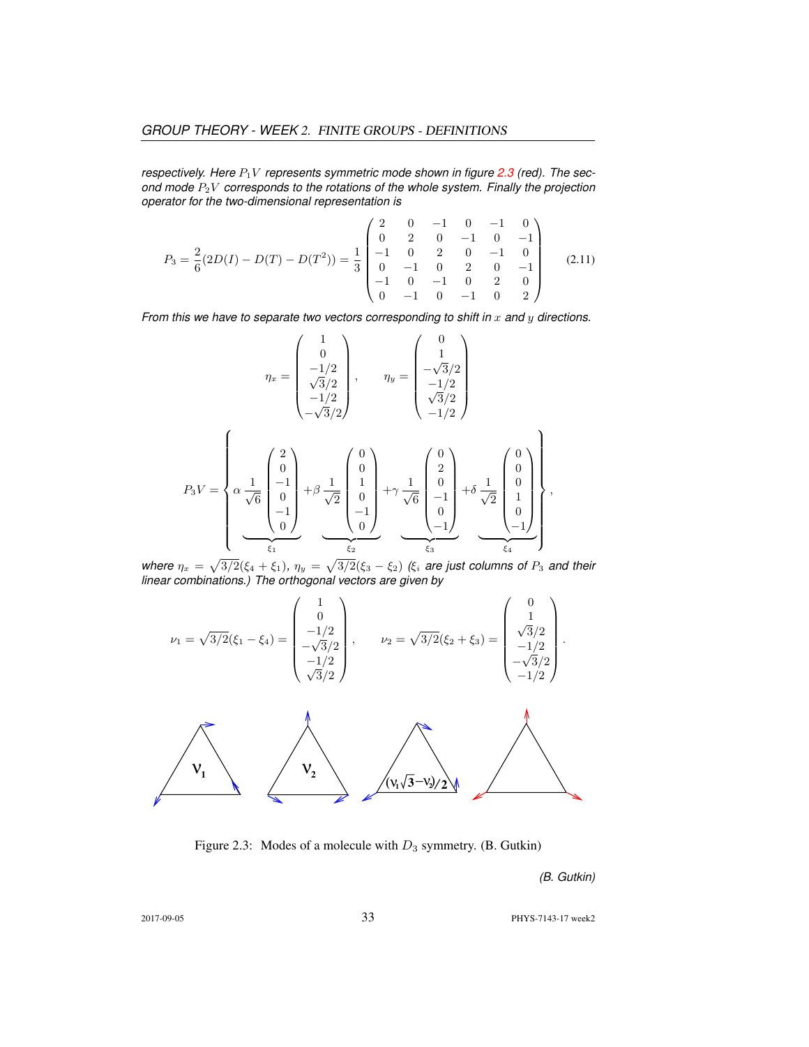*respectively. Here $P_1 V$ represents symmetric mode shown in figure 2.3 (red). The second mode $P_2 V$ corresponds to the rotations of the whole system. Finally the projection operator for the two-dimensional representation is*

$$
P_3 = \frac{2}{6}(2D(I) - D(T) - D(T^2)) = \frac{1}{3}\begin{pmatrix} 2 & 0 & -1 & 0 & -1 & 0 \\ 0 & 2 & 0 & -1 & 0 & -1 \\ -1 & 0 & 2 & 0 & -1 & 0 \\ 0 & -1 & 0 & 2 & 0 & -1 \\ -1 & 0 & -1 & 0 & 2 & 0 \\ 0 & -1 & 0 & -1 & 0 & 2 \end{pmatrix} \tag{2.11}
$$

*From this we have to separate two vectors corresponding to shift in $x$ and $y$ directions.*

$$
\eta_x = \begin{pmatrix} 1 \\ 0 \\ -1/2 \\ \sqrt{3}/2 \\ -1/2 \\ -\sqrt{3}/2 \end{pmatrix}, \qquad \eta_y = \begin{pmatrix} 0 \\ 1 \\ -\sqrt{3}/2 \\ -1/2 \\ \sqrt{3}/2 \\ -1/2 \end{pmatrix}
$$

$$
P_3 V = \left\{ \underbrace{\alpha \frac{1}{\sqrt{6}} \begin{pmatrix} 2 \\ 0 \\ -1 \\ 0 \\ -1 \\ 0 \end{pmatrix}}_{\xi_1} + \underbrace{\beta \frac{1}{\sqrt{2}} \begin{pmatrix} 0 \\ 0 \\ 1 \\ 0 \\ -1 \\ 0 \end{pmatrix}}_{\xi_2} + \underbrace{\gamma \frac{1}{\sqrt{6}} \begin{pmatrix} 0 \\ 2 \\ 0 \\ -1 \\ 0 \\ -1 \end{pmatrix}}_{\xi_3} + \underbrace{\delta \frac{1}{\sqrt{2}} \begin{pmatrix} 0 \\ 0 \\ 0 \\ 1 \\ 0 \\ -1 \end{pmatrix}}_{\xi_4} \right\},
$$

*where $\eta_x = \sqrt{3/2}(\xi_4 + \xi_1)$, $\eta_y = \sqrt{3/2}(\xi_3 - \xi_2)$ ($\xi_i$ are just columns of $P_3$ and their linear combinations.) The orthogonal vectors are given by*

$$
\nu_1 = \sqrt{3/2}(\xi_1 - \xi_4) = \begin{pmatrix} 1 \\ 0 \\ -1/2 \\ -\sqrt{3}/2 \\ -1/2 \\ \sqrt{3}/2 \end{pmatrix}, \qquad \nu_2 = \sqrt{3/2}(\xi_2 + \xi_3) = \begin{pmatrix} 0 \\ 1 \\ \sqrt{3}/2 \\ -1/2 \\ -\sqrt{3}/2 \\ -1/2 \end{pmatrix}.
$$

Figure 2.3: Modes of a molecule with $D_3$ symmetry. (B. Gutkin)

*(B. Gutkin)*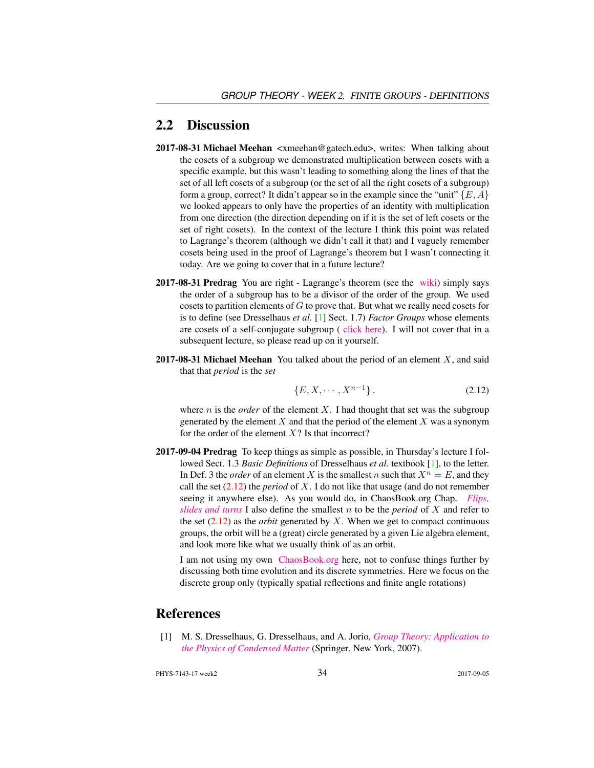## 2.2 Discussion

**2017-08-31 Michael Meehan** <xmeehan@gatech.edu>, writes: When talking about the cosets of a subgroup we demonstrated multiplication between cosets with a specific example, but this wasn't leading to something along the lines of that the set of all left cosets of a subgroup (or the set of all the right cosets of a subgroup) form a group, correct? It didn't appear so in the example since the "unit" $\{E, A\}$ we looked appears to only have the properties of an identity with multiplication from one direction (the direction depending on if it is the set of left cosets or the set of right cosets). In the context of the lecture I think this point was related to Lagrange's theorem (although we didn't call it that) and I vaguely remember cosets being used in the proof of Lagrange's theorem but I wasn't connecting it today. Are we going to cover that in a future lecture?

**2017-08-31 Predrag** You are right - Lagrange's theorem (see the wiki) simply says the order of a subgroup has to be a divisor of the order of the group. We used cosets to partition elements of $G$ to prove that. But what we really need cosets for is to define (see Dresselhaus *et al.* [1] Sect. 1.7) *Factor Groups* whose elements are cosets of a self-conjugate subgroup ( click here). I will not cover that in a subsequent lecture, so please read up on it yourself.

**2017-08-31 Michael Meehan** You talked about the period of an element $X$, and said that that *period* is the *set*

$$\{E, X, \cdots, X^{n-1}\}, \tag{2.12}$$

where $n$ is the *order* of the element $X$. I had thought that set was the subgroup generated by the element $X$ and that the period of the element $X$ was a synonym for the order of the element $X$? Is that incorrect?

**2017-09-04 Predrag** To keep things as simple as possible, in Thursday's lecture I followed Sect. 1.3 *Basic Definitions* of Dresselhaus *et al.* textbook [1], to the letter. In Def. 3 the *order* of an element $X$ is the smallest $n$ such that $X^n = E$, and they call the set (2.12) the *period* of $X$. I do not like that usage (and do not remember seeing it anywhere else). As you would do, in ChaosBook.org Chap. *Flips, slides and turns* I also define the smallest $n$ to be the *period* of $X$ and refer to the set (2.12) as the *orbit* generated by $X$. When we get to compact continuous groups, the orbit will be a (great) circle generated by a given Lie algebra element, and look more like what we usually think of as an orbit.

I am not using my own ChaosBook.org here, not to confuse things further by discussing both time evolution and its discrete symmetries. Here we focus on the discrete group only (typically spatial reflections and finite angle rotations)

# References

[1] M. S. Dresselhaus, G. Dresselhaus, and A. Jorio, *Group Theory: Application to the Physics of Condensed Matter* (Springer, New York, 2007).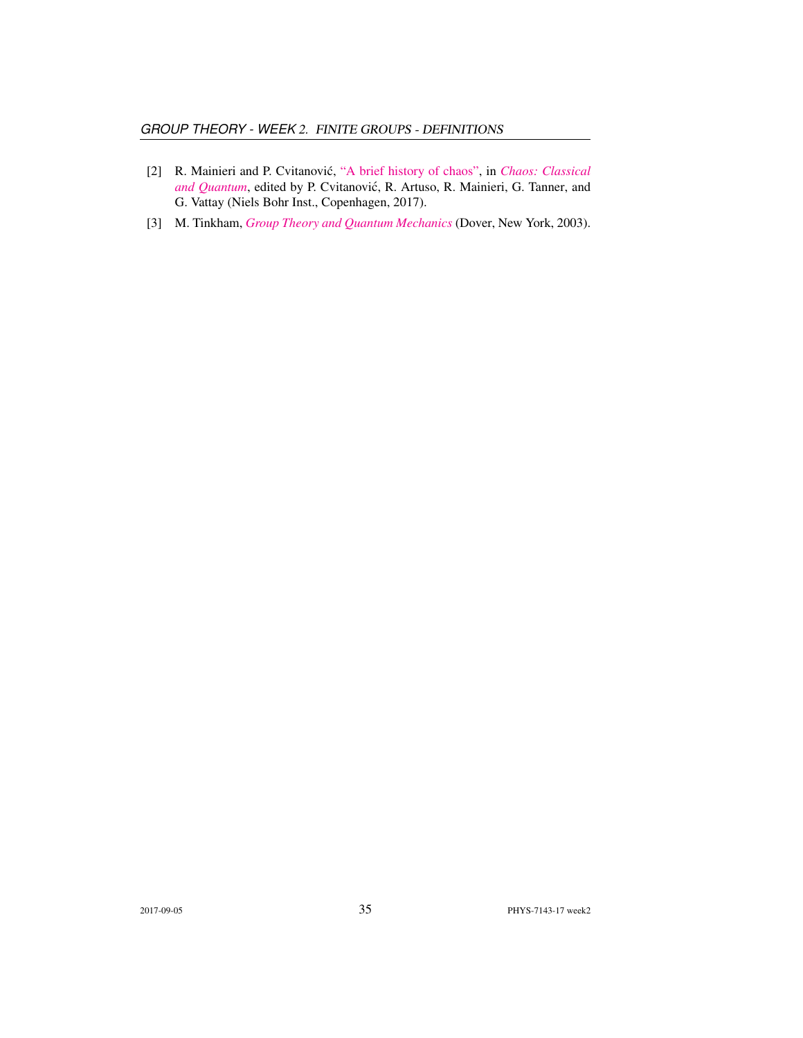[2] R. Mainieri and P. Cvitanović, "A brief history of chaos", in *Chaos: Classical and Quantum*, edited by P. Cvitanović, R. Artuso, R. Mainieri, G. Tanner, and G. Vattay (Niels Bohr Inst., Copenhagen, 2017).

[3] M. Tinkham, *Group Theory and Quantum Mechanics* (Dover, New York, 2003).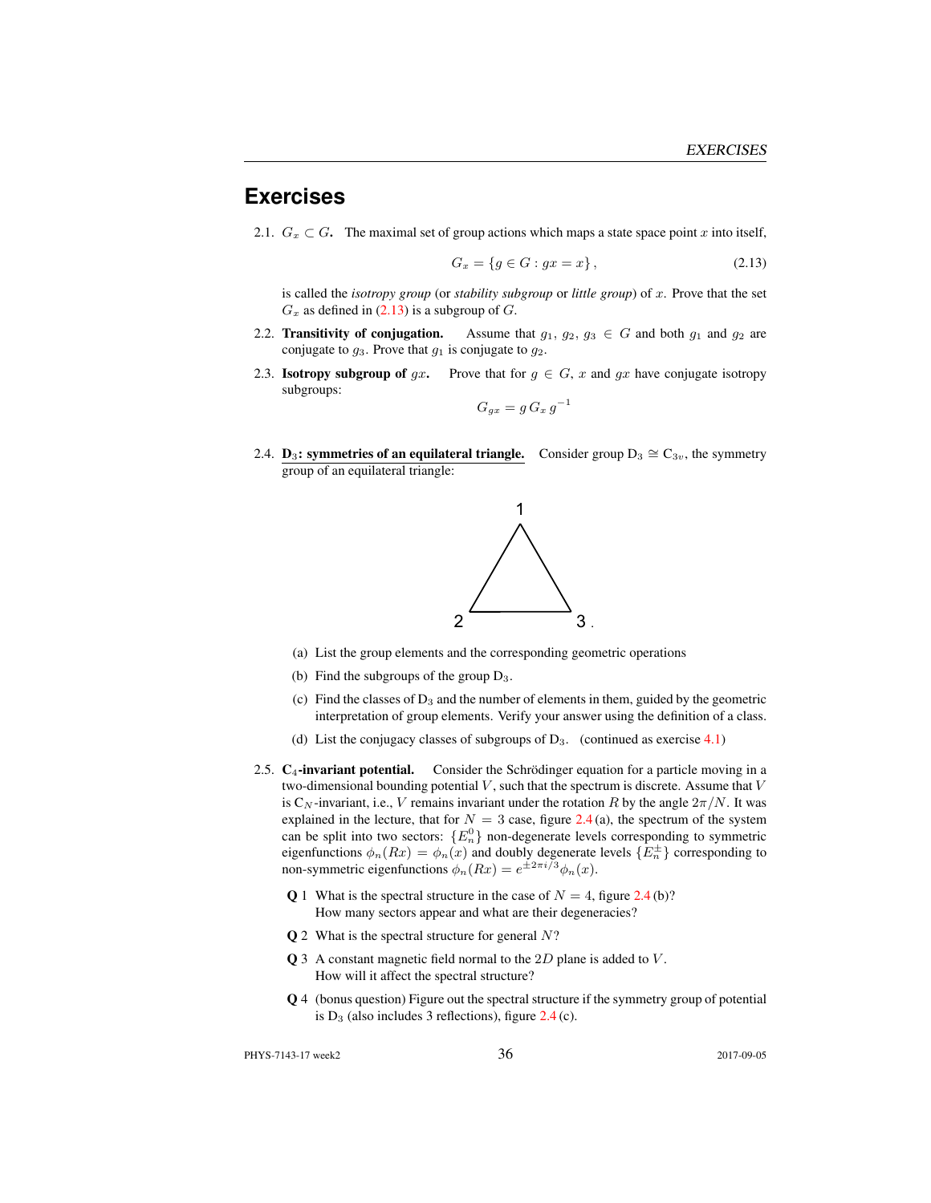# Exercises

2.1. $G_x \subset G$. The maximal set of group actions which maps a state space point $x$ into itself,

$$G_x = \{g \in G : gx = x\}\,, \tag{2.13}$$

is called the *isotropy group* (or *stability subgroup* or *little group*) of $x$. Prove that the set $G_x$ as defined in (2.13) is a subgroup of $G$.

2.2. **Transitivity of conjugation.** Assume that $g_1$, $g_2$, $g_3 \in G$ and both $g_1$ and $g_2$ are conjugate to $g_3$. Prove that $g_1$ is conjugate to $g_2$.

2.3. **Isotropy subgroup of $gx$.** Prove that for $g \in G$, $x$ and $gx$ have conjugate isotropy subgroups:

$$G_{gx} = g\, G_x\, g^{-1}$$

2.4. **$D_3$: symmetries of an equilateral triangle.** Consider group $D_3 \cong C_{3v}$, the symmetry group of an equilateral triangle:

(triangle with vertices labeled 1, 2, 3)

(a) List the group elements and the corresponding geometric operations

(b) Find the subgroups of the group $D_3$.

(c) Find the classes of $D_3$ and the number of elements in them, guided by the geometric interpretation of group elements. Verify your answer using the definition of a class.

(d) List the conjugacy classes of subgroups of $D_3$. (continued as exercise 4.1)

2.5. **$C_4$-invariant potential.** Consider the Schrödinger equation for a particle moving in a two-dimensional bounding potential $V$, such that the spectrum is discrete. Assume that $V$ is $C_N$-invariant, i.e., $V$ remains invariant under the rotation $R$ by the angle $2\pi/N$. It was explained in the lecture, that for $N = 3$ case, figure 2.4 (a), the spectrum of the system can be split into two sectors: $\{E_n^0\}$ non-degenerate levels corresponding to symmetric eigenfunctions $\phi_n(Rx) = \phi_n(x)$ and doubly degenerate levels $\{E_n^{\pm}\}$ corresponding to non-symmetric eigenfunctions $\phi_n(Rx) = e^{\pm 2\pi i/3}\phi_n(x)$.

**Q** 1 What is the spectral structure in the case of $N = 4$, figure 2.4 (b)? How many sectors appear and what are their degeneracies?

**Q** 2 What is the spectral structure for general $N$?

**Q** 3 A constant magnetic field normal to the $2D$ plane is added to $V$. How will it affect the spectral structure?

**Q** 4 (bonus question) Figure out the spectral structure if the symmetry group of potential is $D_3$ (also includes 3 reflections), figure 2.4 (c).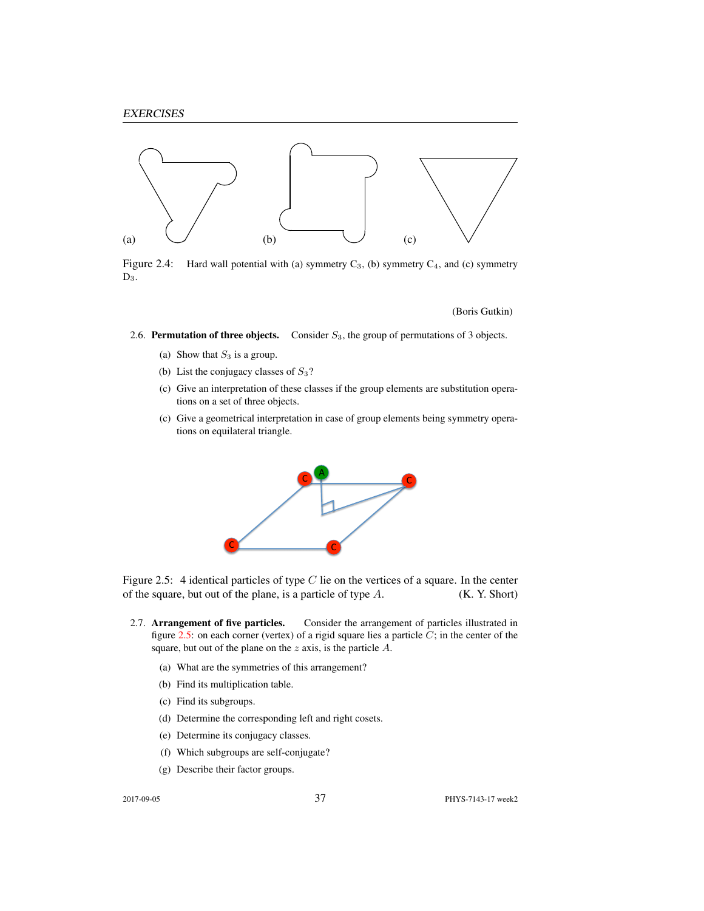Figure 2.4: Hard wall potential with (a) symmetry $C_3$, (b) symmetry $C_4$, and (c) symmetry $D_3$.

(Boris Gutkin)

2.6. **Permutation of three objects.** Consider $S_3$, the group of permutations of 3 objects.

   (a) Show that $S_3$ is a group.

   (b) List the conjugacy classes of $S_3$?

   (c) Give an interpretation of these classes if the group elements are substitution operations on a set of three objects.

   (c) Give a geometrical interpretation in case of group elements being symmetry operations on equilateral triangle.

Figure 2.5: 4 identical particles of type $C$ lie on the vertices of a square. In the center of the square, but out of the plane, is a particle of type $A$. (K. Y. Short)

2.7. **Arrangement of five particles.** Consider the arrangement of particles illustrated in figure 2.5: on each corner (vertex) of a rigid square lies a particle $C$; in the center of the square, but out of the plane on the $z$ axis, is the particle $A$.

   (a) What are the symmetries of this arrangement?

   (b) Find its multiplication table.

   (c) Find its subgroups.

   (d) Determine the corresponding left and right cosets.

   (e) Determine its conjugacy classes.

   (f) Which subgroups are self-conjugate?

   (g) Describe their factor groups.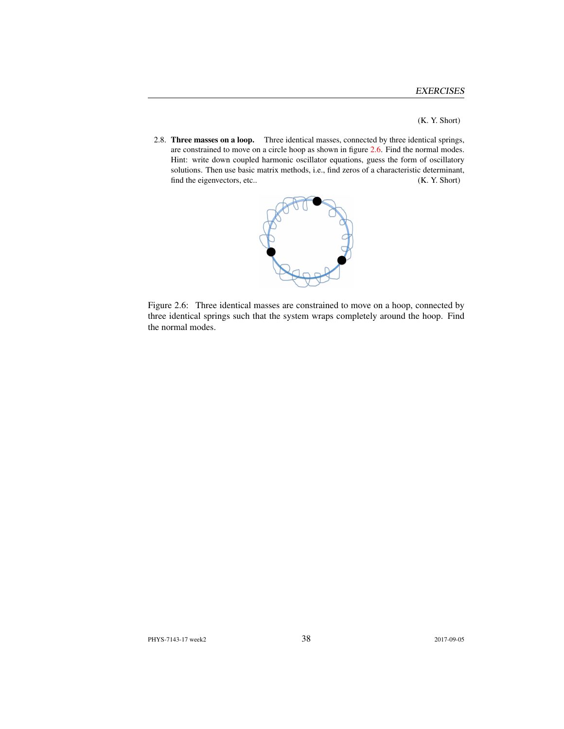(K. Y. Short)

2.8. **Three masses on a loop.** Three identical masses, connected by three identical springs, are constrained to move on a circle hoop as shown in figure 2.6. Find the normal modes. Hint: write down coupled harmonic oscillator equations, guess the form of oscillatory solutions. Then use basic matrix methods, i.e., find zeros of a characteristic determinant, find the eigenvectors, etc.. (K. Y. Short)

Figure 2.6: Three identical masses are constrained to move on a hoop, connected by three identical springs such that the system wraps completely around the hoop. Find the normal modes.